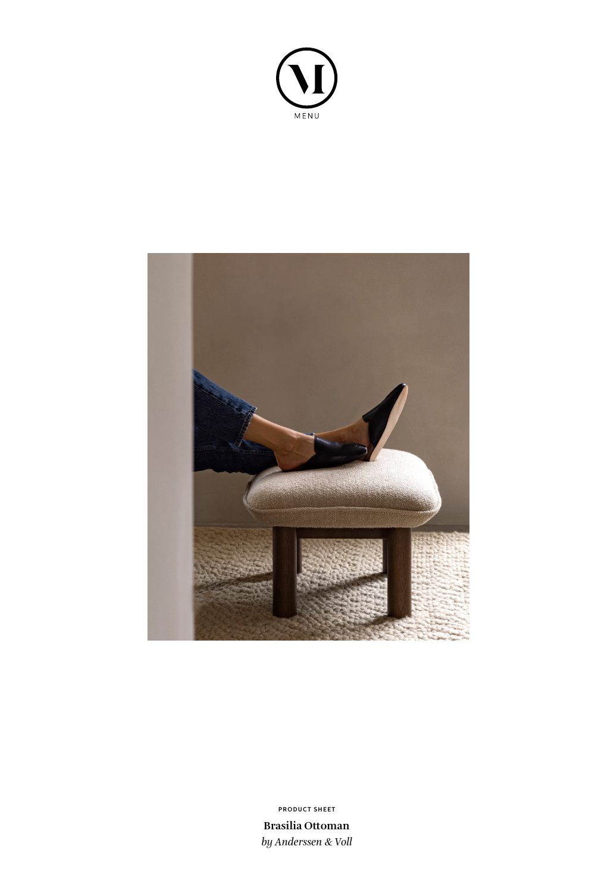MENU

PRODUCT SHEET

**Brasilia Ottoman**

*by Anderssen & Voll*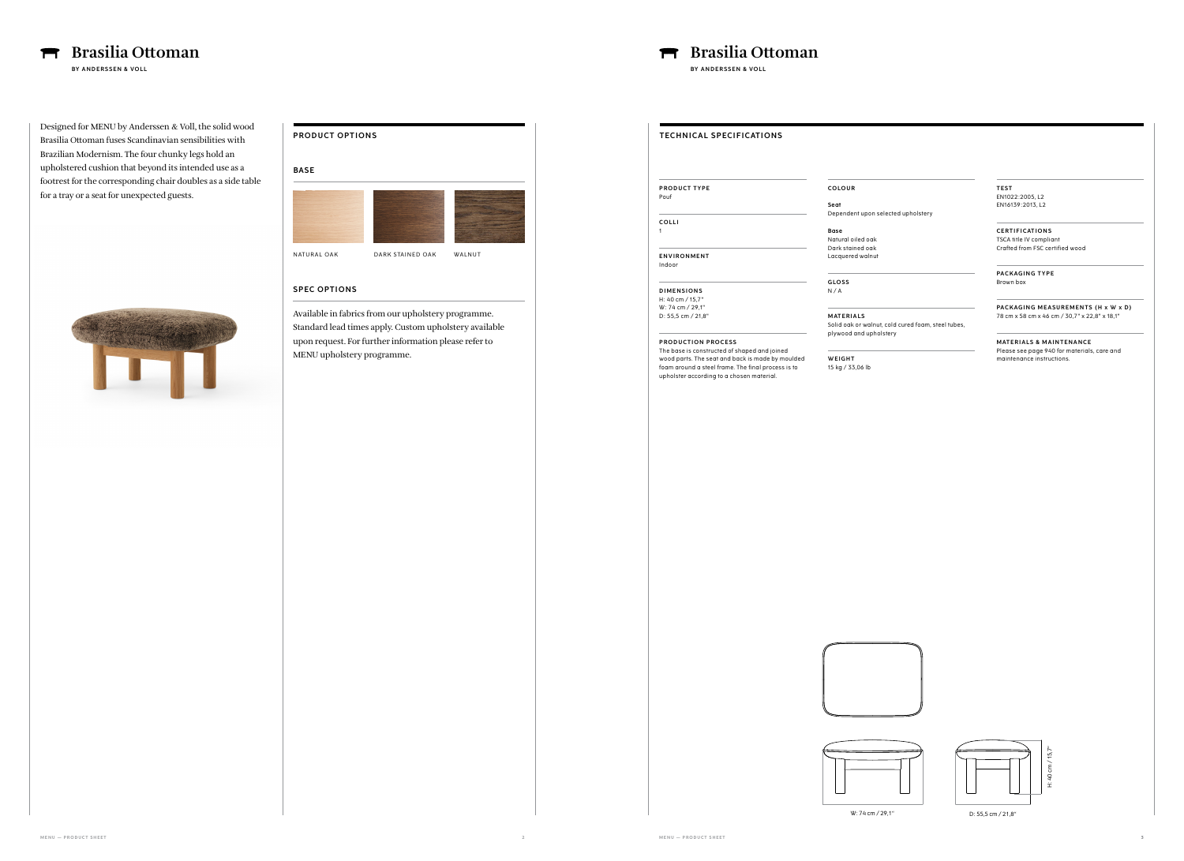# Brasilia Ottoman

BY ANDERSSEN & VOLL

Designed for MENU by Anderssen & Voll, the solid wood Brasilia Ottoman fuses Scandinavian sensibilities with Brazilian Modernism. The four chunky legs hold an upholstered cushion that beyond its intended use as a footrest for the corresponding chair doubles as a side table for a tray or a seat for unexpected guests.

## PRODUCT OPTIONS

### BASE

NATURAL OAK

DARK STAINED OAK

WALNUT

### SPEC OPTIONS

Available in fabrics from our upholstery programme. Standard lead times apply. Custom upholstery available upon request. For further information please refer to MENU upholstery programme.

# Brasilia Ottoman

BY ANDERSSEN & VOLL

## TECHNICAL SPECIFICATIONS

**PRODUCT TYPE**
Pouf

**COLLI**
1

**ENVIRONMENT**
Indoor

**DIMENSIONS**
H: 40 cm / 15,7"
W: 74 cm / 29,1"
D: 55,5 cm / 21,8"

**PRODUCTION PROCESS**
The base is constructed of shaped and joined wood parts. The seat and back is made by moulded foam around a steel frame. The final process is to upholster according to a chosen material.

**COLOUR**

**Seat**
Dependent upon selected upholstery

**Base**
Natural oiled oak
Dark stained oak
Lacquered walnut

**GLOSS**
N / A

**MATERIALS**
Solid oak or walnut, cold cured foam, steel tubes, plywood and upholstery

**WEIGHT**
15 kg / 33,06 lb

**TEST**
EN1022:2005, L2
EN16139:2013, L2

**CERTIFICATIONS**
TSCA title IV compliant
Crafted from FSC certified wood

**PACKAGING TYPE**
Brown box

**PACKAGING MEASUREMENTS (H x W x D)**
78 cm x 58 cm x 46 cm / 30,7" x 22,8" x 18,1"

**MATERIALS & MAINTENANCE**
Please see page 940 for materials, care and maintenance instructions.

H: 40 cm / 15,7"

W: 74 cm / 29,1"

D: 55,5 cm / 21,8"